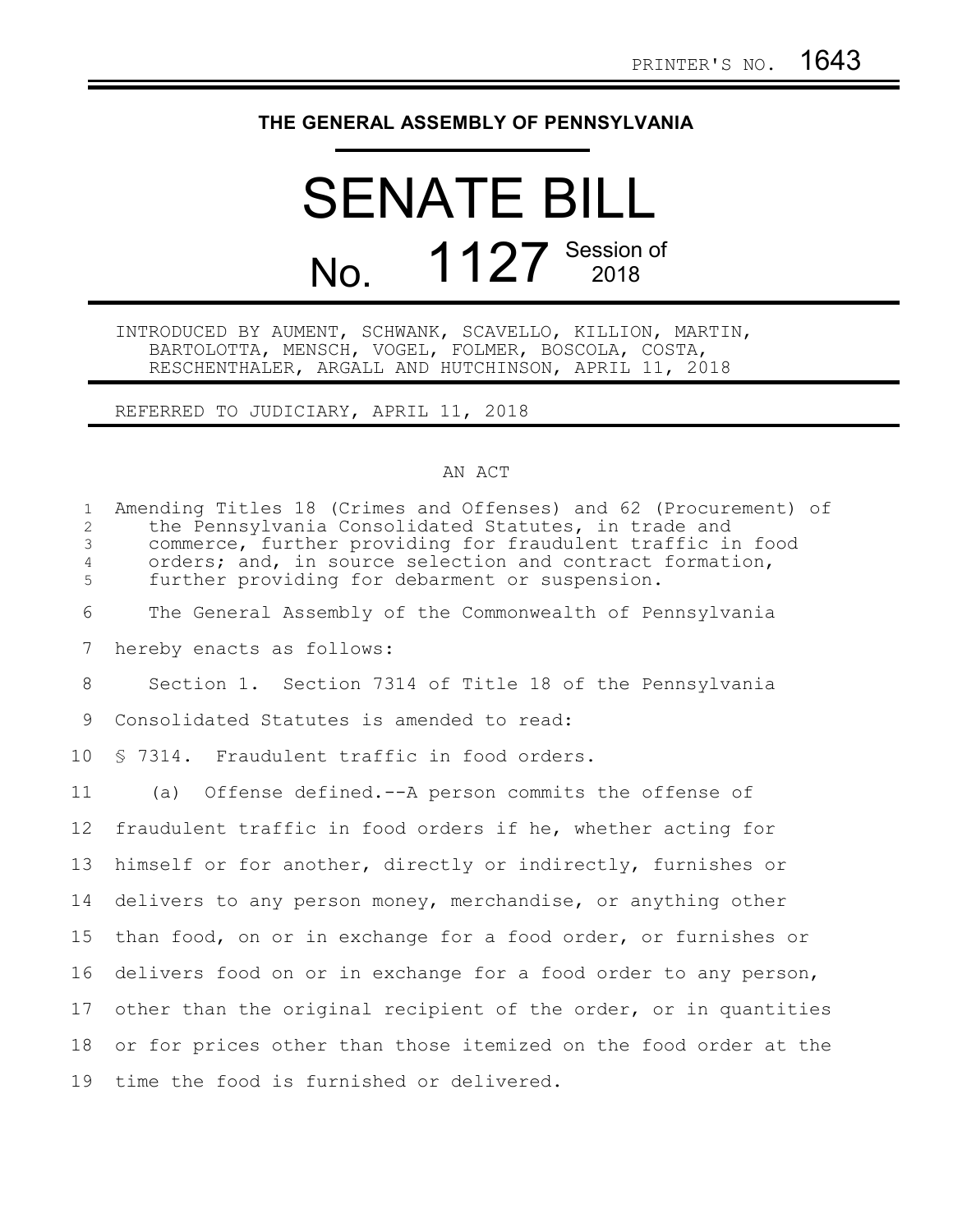PRINTER'S NO. 1643

# THE GENERAL ASSEMBLY OF PENNSYLVANIA

# SENATE BILL

## No. 1127 Session of 2018

INTRODUCED BY AUMENT, SCHWANK, SCAVELLO, KILLION, MARTIN, BARTOLOTTA, MENSCH, VOGEL, FOLMER, BOSCOLA, COSTA, RESCHENTHALER, ARGALL AND HUTCHINSON, APRIL 11, 2018

REFERRED TO JUDICIARY, APRIL 11, 2018

AN ACT

Amending Titles 18 (Crimes and Offenses) and 62 (Procurement) of the Pennsylvania Consolidated Statutes, in trade and commerce, further providing for fraudulent traffic in food orders; and, in source selection and contract formation, further providing for debarment or suspension.

The General Assembly of the Commonwealth of Pennsylvania hereby enacts as follows:

Section 1. Section 7314 of Title 18 of the Pennsylvania Consolidated Statutes is amended to read:

§ 7314. Fraudulent traffic in food orders.

(a) Offense defined.--A person commits the offense of fraudulent traffic in food orders if he, whether acting for himself or for another, directly or indirectly, furnishes or delivers to any person money, merchandise, or anything other than food, on or in exchange for a food order, or furnishes or delivers food on or in exchange for a food order to any person, other than the original recipient of the order, or in quantities or for prices other than those itemized on the food order at the time the food is furnished or delivered.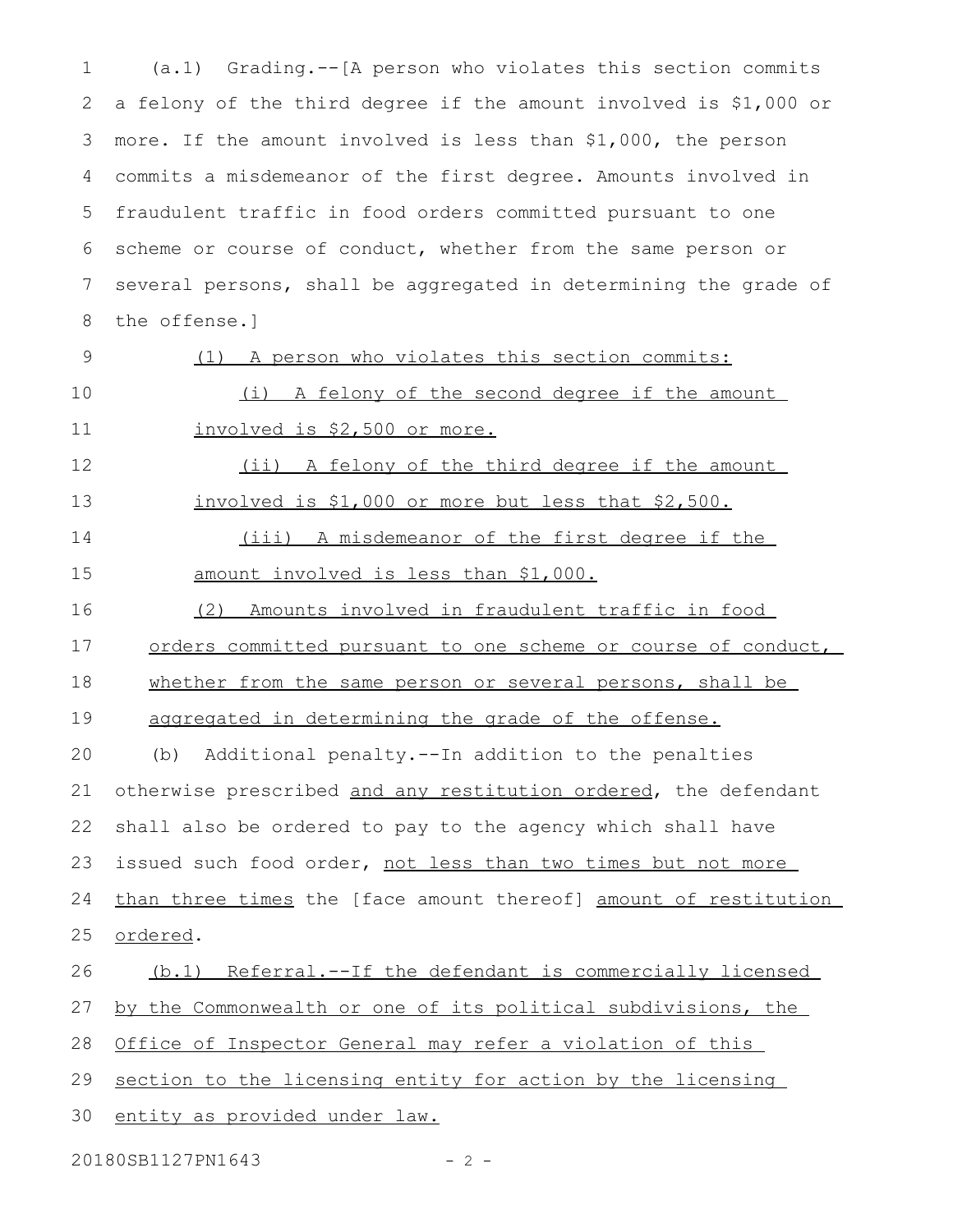(a.1) Grading.--[A person who violates this section commits a felony of the third degree if the amount involved is $1,000 or more. If the amount involved is less than $1,000, the person commits a misdemeanor of the first degree. Amounts involved in fraudulent traffic in food orders committed pursuant to one scheme or course of conduct, whether from the same person or several persons, shall be aggregated in determining the grade of the offense.]

(1) A person who violates this section commits:

(i) A felony of the second degree if the amount involved is $2,500 or more.

(ii) A felony of the third degree if the amount involved is $1,000 or more but less that $2,500.

(iii) A misdemeanor of the first degree if the amount involved is less than $1,000.

(2) Amounts involved in fraudulent traffic in food orders committed pursuant to one scheme or course of conduct, whether from the same person or several persons, shall be aggregated in determining the grade of the offense.

(b) Additional penalty.--In addition to the penalties otherwise prescribed and any restitution ordered, the defendant shall also be ordered to pay to the agency which shall have issued such food order, not less than two times but not more than three times the [face amount thereof] amount of restitution ordered.

(b.1) Referral.--If the defendant is commercially licensed by the Commonwealth or one of its political subdivisions, the Office of Inspector General may refer a violation of this section to the licensing entity for action by the licensing entity as provided under law.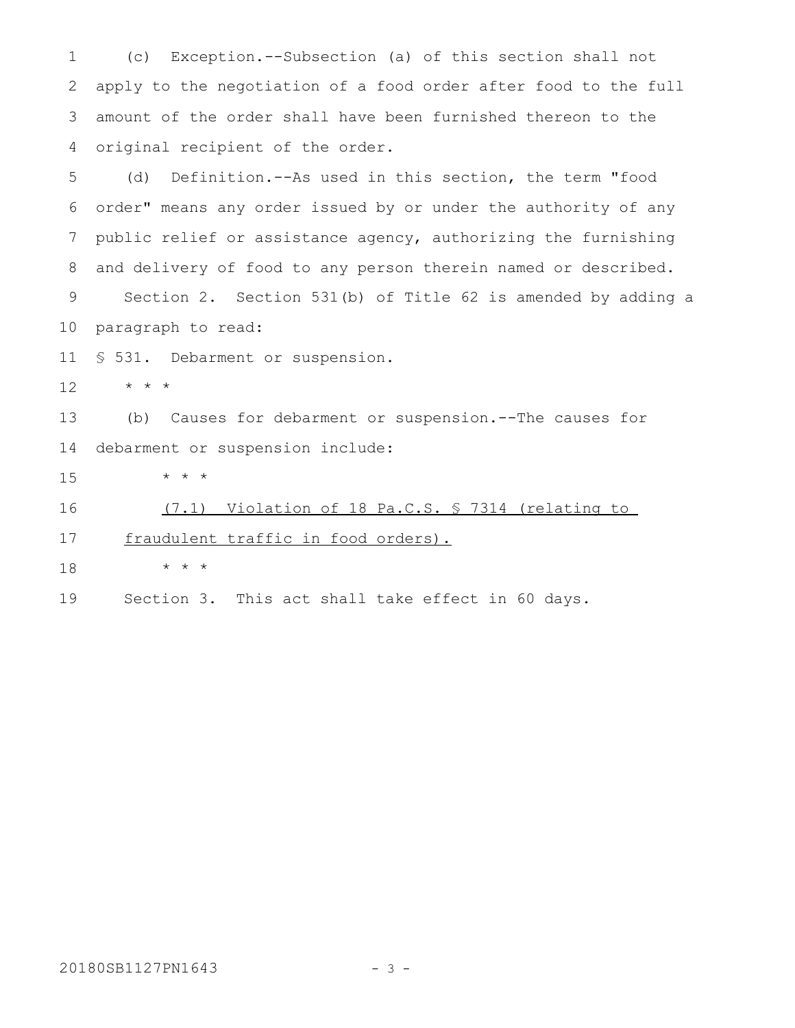(c) Exception.--Subsection (a) of this section shall not apply to the negotiation of a food order after food to the full amount of the order shall have been furnished thereon to the original recipient of the order.

(d) Definition.--As used in this section, the term "food order" means any order issued by or under the authority of any public relief or assistance agency, authorizing the furnishing and delivery of food to any person therein named or described.

Section 2. Section 531(b) of Title 62 is amended by adding a paragraph to read:

§ 531. Debarment or suspension.

\* \* \*

(b) Causes for debarment or suspension.--The causes for debarment or suspension include:

\* \* \*

<u>(7.1) Violation of 18 Pa.C.S. § 7314 (relating to fraudulent traffic in food orders).</u>

\* \* \*

Section 3. This act shall take effect in 60 days.